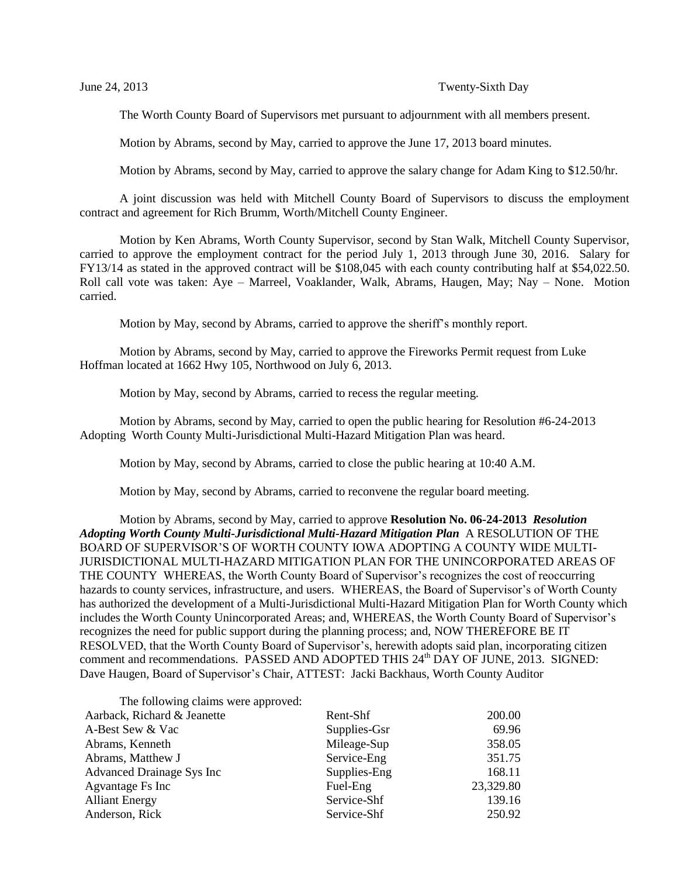June 24, 2013 Twenty-Sixth Day

The Worth County Board of Supervisors met pursuant to adjournment with all members present.

Motion by Abrams, second by May, carried to approve the June 17, 2013 board minutes.

Motion by Abrams, second by May, carried to approve the salary change for Adam King to $12.50/hr.

A joint discussion was held with Mitchell County Board of Supervisors to discuss the employment contract and agreement for Rich Brumm, Worth/Mitchell County Engineer.

Motion by Ken Abrams, Worth County Supervisor, second by Stan Walk, Mitchell County Supervisor, carried to approve the employment contract for the period July 1, 2013 through June 30, 2016. Salary for FY13/14 as stated in the approved contract will be $108,045 with each county contributing half at $54,022.50. Roll call vote was taken: Aye – Marreel, Voaklander, Walk, Abrams, Haugen, May; Nay – None. Motion carried.

Motion by May, second by Abrams, carried to approve the sheriff's monthly report.

Motion by Abrams, second by May, carried to approve the Fireworks Permit request from Luke Hoffman located at 1662 Hwy 105, Northwood on July 6, 2013.

Motion by May, second by Abrams, carried to recess the regular meeting.

Motion by Abrams, second by May, carried to open the public hearing for Resolution #6-24-2013 Adopting Worth County Multi-Jurisdictional Multi-Hazard Mitigation Plan was heard.

Motion by May, second by Abrams, carried to close the public hearing at 10:40 A.M.

Motion by May, second by Abrams, carried to reconvene the regular board meeting.

Motion by Abrams, second by May, carried to approve **Resolution No. 06-24-2013** ***Resolution Adopting Worth County Multi-Jurisdictional Multi-Hazard Mitigation Plan*** A RESOLUTION OF THE BOARD OF SUPERVISOR'S OF WORTH COUNTY IOWA ADOPTING A COUNTY WIDE MULTI-JURISDICTIONAL MULTI-HAZARD MITIGATION PLAN FOR THE UNINCORPORATED AREAS OF THE COUNTY WHEREAS, the Worth County Board of Supervisor's recognizes the cost of reoccurring hazards to county services, infrastructure, and users. WHEREAS, the Board of Supervisor's of Worth County has authorized the development of a Multi-Jurisdictional Multi-Hazard Mitigation Plan for Worth County which includes the Worth County Unincorporated Areas; and, WHEREAS, the Worth County Board of Supervisor's recognizes the need for public support during the planning process; and, NOW THEREFORE BE IT RESOLVED, that the Worth County Board of Supervisor's, herewith adopts said plan, incorporating citizen comment and recommendations. PASSED AND ADOPTED THIS 24th DAY OF JUNE, 2013. SIGNED: Dave Haugen, Board of Supervisor's Chair, ATTEST: Jacki Backhaus, Worth County Auditor

The following claims were approved:

| | | |
|---|---|---|
| Aarback, Richard & Jeanette | Rent-Shf | 200.00 |
| A-Best Sew & Vac | Supplies-Gsr | 69.96 |
| Abrams, Kenneth | Mileage-Sup | 358.05 |
| Abrams, Matthew J | Service-Eng | 351.75 |
| Advanced Drainage Sys Inc | Supplies-Eng | 168.11 |
| Agvantage Fs Inc | Fuel-Eng | 23,329.80 |
| Alliant Energy | Service-Shf | 139.16 |
| Anderson, Rick | Service-Shf | 250.92 |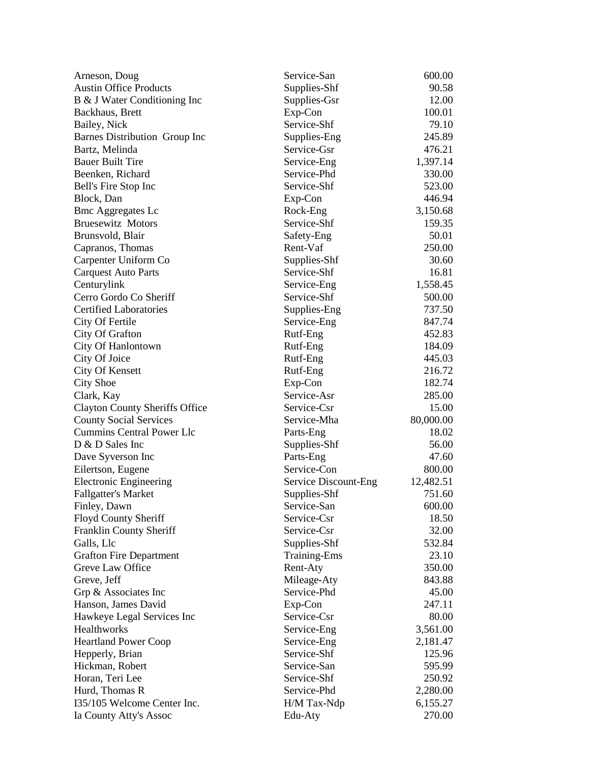| | | |
|---|---|---|
| Arneson, Doug | Service-San | 600.00 |
| Austin Office Products | Supplies-Shf | 90.58 |
| B & J Water Conditioning Inc | Supplies-Gsr | 12.00 |
| Backhaus, Brett | Exp-Con | 100.01 |
| Bailey, Nick | Service-Shf | 79.10 |
| Barnes Distribution Group Inc | Supplies-Eng | 245.89 |
| Bartz, Melinda | Service-Gsr | 476.21 |
| Bauer Built Tire | Service-Eng | 1,397.14 |
| Beenken, Richard | Service-Phd | 330.00 |
| Bell's Fire Stop Inc | Service-Shf | 523.00 |
| Block, Dan | Exp-Con | 446.94 |
| Bmc Aggregates Lc | Rock-Eng | 3,150.68 |
| Bruesewitz Motors | Service-Shf | 159.35 |
| Brunsvold, Blair | Safety-Eng | 50.01 |
| Capranos, Thomas | Rent-Vaf | 250.00 |
| Carpenter Uniform Co | Supplies-Shf | 30.60 |
| Carquest Auto Parts | Service-Shf | 16.81 |
| Centurylink | Service-Eng | 1,558.45 |
| Cerro Gordo Co Sheriff | Service-Shf | 500.00 |
| Certified Laboratories | Supplies-Eng | 737.50 |
| City Of Fertile | Service-Eng | 847.74 |
| City Of Grafton | Rutf-Eng | 452.83 |
| City Of Hanlontown | Rutf-Eng | 184.09 |
| City Of Joice | Rutf-Eng | 445.03 |
| City Of Kensett | Rutf-Eng | 216.72 |
| City Shoe | Exp-Con | 182.74 |
| Clark, Kay | Service-Asr | 285.00 |
| Clayton County Sheriffs Office | Service-Csr | 15.00 |
| County Social Services | Service-Mha | 80,000.00 |
| Cummins Central Power Llc | Parts-Eng | 18.02 |
| D & D Sales Inc | Supplies-Shf | 56.00 |
| Dave Syverson Inc | Parts-Eng | 47.60 |
| Eilertson, Eugene | Service-Con | 800.00 |
| Electronic Engineering | Service Discount-Eng | 12,482.51 |
| Fallgatter's Market | Supplies-Shf | 751.60 |
| Finley, Dawn | Service-San | 600.00 |
| Floyd County Sheriff | Service-Csr | 18.50 |
| Franklin County Sheriff | Service-Csr | 32.00 |
| Galls, Llc | Supplies-Shf | 532.84 |
| Grafton Fire Department | Training-Ems | 23.10 |
| Greve Law Office | Rent-Aty | 350.00 |
| Greve, Jeff | Mileage-Aty | 843.88 |
| Grp & Associates Inc | Service-Phd | 45.00 |
| Hanson, James David | Exp-Con | 247.11 |
| Hawkeye Legal Services Inc | Service-Csr | 80.00 |
| Healthworks | Service-Eng | 3,561.00 |
| Heartland Power Coop | Service-Eng | 2,181.47 |
| Hepperly, Brian | Service-Shf | 125.96 |
| Hickman, Robert | Service-San | 595.99 |
| Horan, Teri Lee | Service-Shf | 250.92 |
| Hurd, Thomas R | Service-Phd | 2,280.00 |
| I35/105 Welcome Center Inc. | H/M Tax-Ndp | 6,155.27 |
| Ia County Atty's Assoc | Edu-Aty | 270.00 |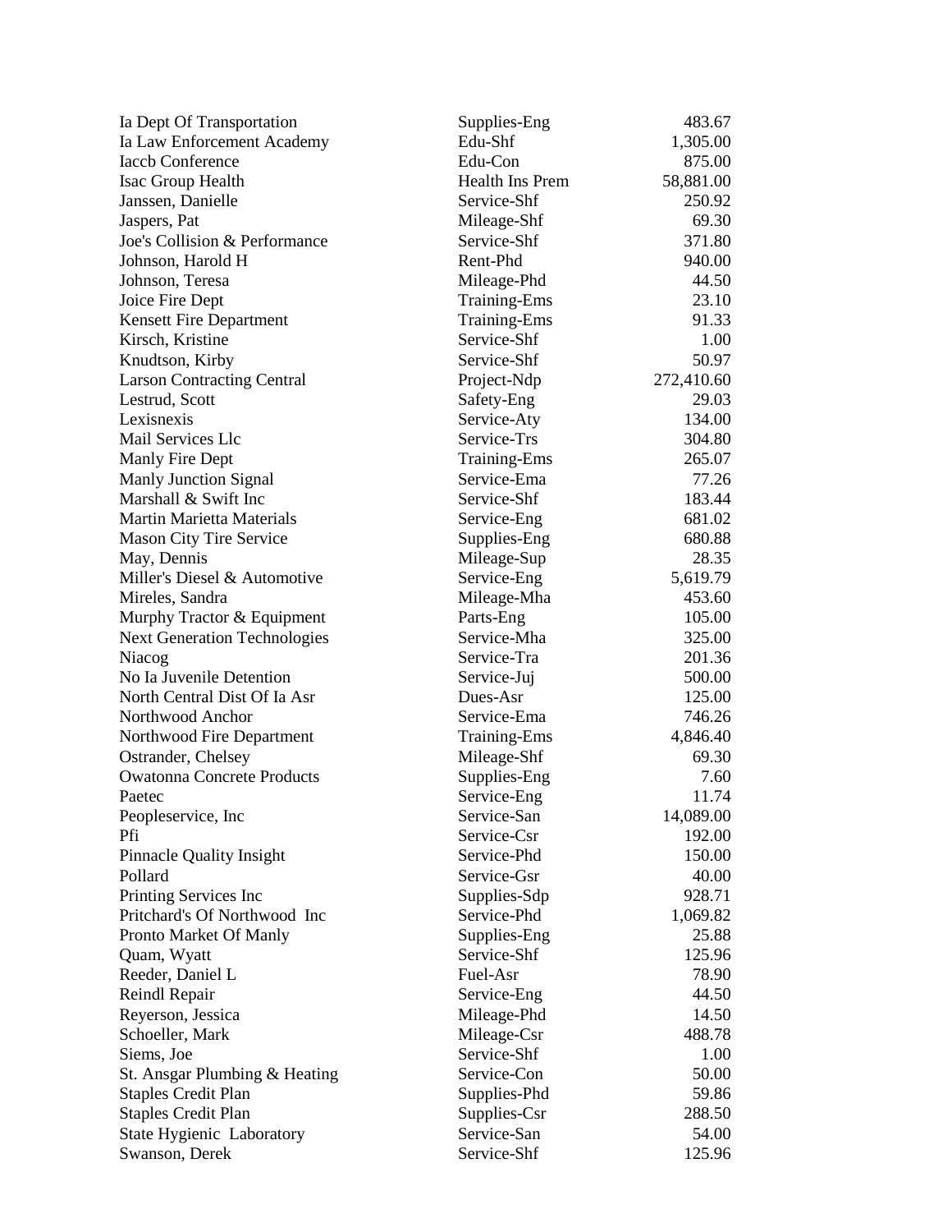| | | |
|---|---|---|
| Ia Dept Of Transportation | Supplies-Eng | 483.67 |
| Ia Law Enforcement Academy | Edu-Shf | 1,305.00 |
| Iaccb Conference | Edu-Con | 875.00 |
| Isac Group Health | Health Ins Prem | 58,881.00 |
| Janssen, Danielle | Service-Shf | 250.92 |
| Jaspers, Pat | Mileage-Shf | 69.30 |
| Joe's Collision & Performance | Service-Shf | 371.80 |
| Johnson, Harold H | Rent-Phd | 940.00 |
| Johnson, Teresa | Mileage-Phd | 44.50 |
| Joice Fire Dept | Training-Ems | 23.10 |
| Kensett Fire Department | Training-Ems | 91.33 |
| Kirsch, Kristine | Service-Shf | 1.00 |
| Knudtson, Kirby | Service-Shf | 50.97 |
| Larson Contracting Central | Project-Ndp | 272,410.60 |
| Lestrud, Scott | Safety-Eng | 29.03 |
| Lexisnexis | Service-Aty | 134.00 |
| Mail Services Llc | Service-Trs | 304.80 |
| Manly Fire Dept | Training-Ems | 265.07 |
| Manly Junction Signal | Service-Ema | 77.26 |
| Marshall & Swift Inc | Service-Shf | 183.44 |
| Martin Marietta Materials | Service-Eng | 681.02 |
| Mason City Tire Service | Supplies-Eng | 680.88 |
| May, Dennis | Mileage-Sup | 28.35 |
| Miller's Diesel & Automotive | Service-Eng | 5,619.79 |
| Mireles, Sandra | Mileage-Mha | 453.60 |
| Murphy Tractor & Equipment | Parts-Eng | 105.00 |
| Next Generation Technologies | Service-Mha | 325.00 |
| Niacog | Service-Tra | 201.36 |
| No Ia Juvenile Detention | Service-Juj | 500.00 |
| North Central Dist Of Ia Asr | Dues-Asr | 125.00 |
| Northwood Anchor | Service-Ema | 746.26 |
| Northwood Fire Department | Training-Ems | 4,846.40 |
| Ostrander, Chelsey | Mileage-Shf | 69.30 |
| Owatonna Concrete Products | Supplies-Eng | 7.60 |
| Paetec | Service-Eng | 11.74 |
| Peopleservice, Inc | Service-San | 14,089.00 |
| Pfi | Service-Csr | 192.00 |
| Pinnacle Quality Insight | Service-Phd | 150.00 |
| Pollard | Service-Gsr | 40.00 |
| Printing Services Inc | Supplies-Sdp | 928.71 |
| Pritchard's Of Northwood Inc | Service-Phd | 1,069.82 |
| Pronto Market Of Manly | Supplies-Eng | 25.88 |
| Quam, Wyatt | Service-Shf | 125.96 |
| Reeder, Daniel L | Fuel-Asr | 78.90 |
| Reindl Repair | Service-Eng | 44.50 |
| Reyerson, Jessica | Mileage-Phd | 14.50 |
| Schoeller, Mark | Mileage-Csr | 488.78 |
| Siems, Joe | Service-Shf | 1.00 |
| St. Ansgar Plumbing & Heating | Service-Con | 50.00 |
| Staples Credit Plan | Supplies-Phd | 59.86 |
| Staples Credit Plan | Supplies-Csr | 288.50 |
| State Hygienic Laboratory | Service-San | 54.00 |
| Swanson, Derek | Service-Shf | 125.96 |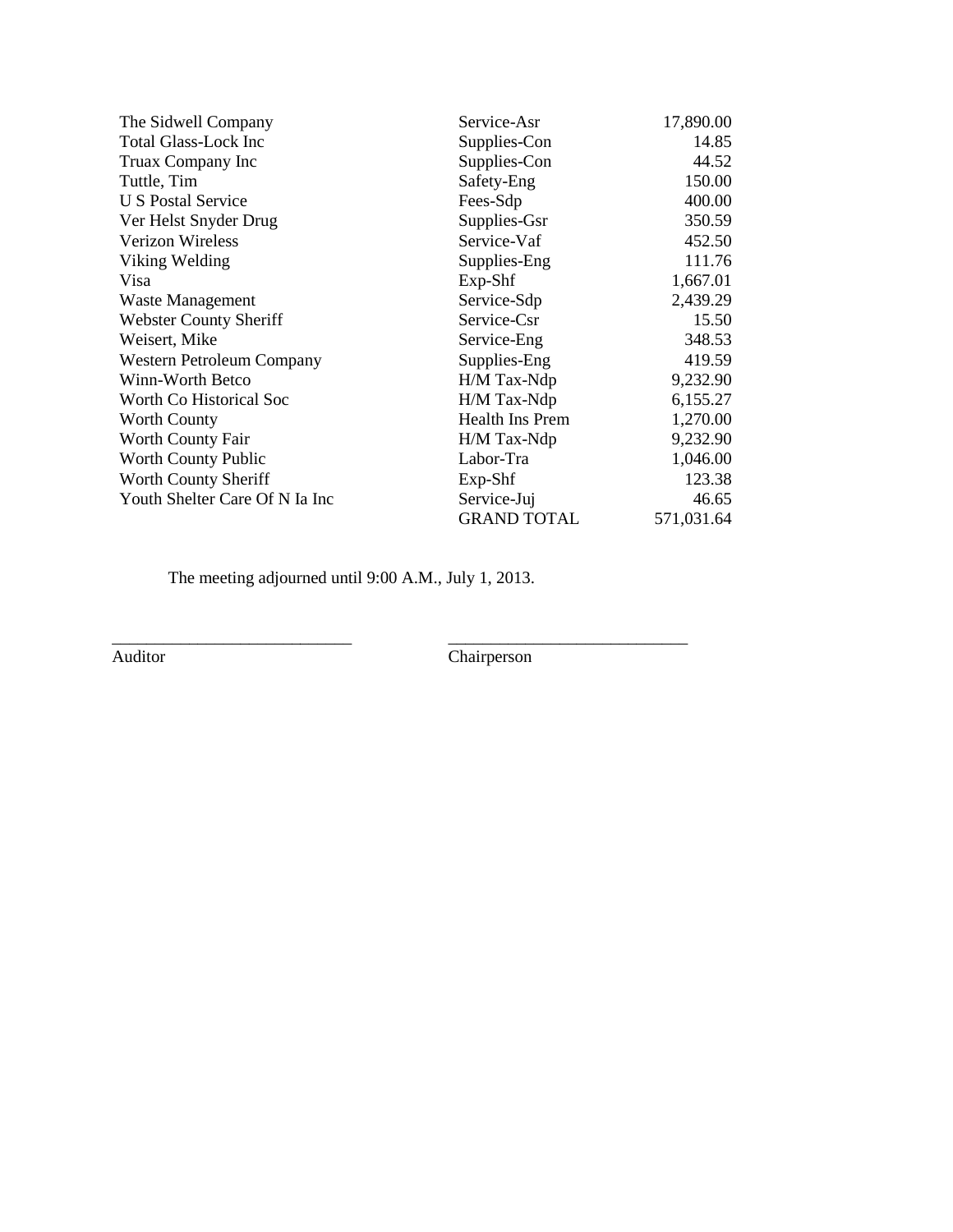| | | |
|---|---|---|
| The Sidwell Company | Service-Asr | 17,890.00 |
| Total Glass-Lock Inc | Supplies-Con | 14.85 |
| Truax Company Inc | Supplies-Con | 44.52 |
| Tuttle, Tim | Safety-Eng | 150.00 |
| U S Postal Service | Fees-Sdp | 400.00 |
| Ver Helst Snyder Drug | Supplies-Gsr | 350.59 |
| Verizon Wireless | Service-Vaf | 452.50 |
| Viking Welding | Supplies-Eng | 111.76 |
| Visa | Exp-Shf | 1,667.01 |
| Waste Management | Service-Sdp | 2,439.29 |
| Webster County Sheriff | Service-Csr | 15.50 |
| Weisert, Mike | Service-Eng | 348.53 |
| Western Petroleum Company | Supplies-Eng | 419.59 |
| Winn-Worth Betco | H/M Tax-Ndp | 9,232.90 |
| Worth Co Historical Soc | H/M Tax-Ndp | 6,155.27 |
| Worth County | Health Ins Prem | 1,270.00 |
| Worth County Fair | H/M Tax-Ndp | 9,232.90 |
| Worth County Public | Labor-Tra | 1,046.00 |
| Worth County Sheriff | Exp-Shf | 123.38 |
| Youth Shelter Care Of N Ia Inc | Service-Juj | 46.65 |
| | GRAND TOTAL | 571,031.64 |

The meeting adjourned until 9:00 A.M., July 1, 2013.

____________________________ ____________________________

Auditor Chairperson